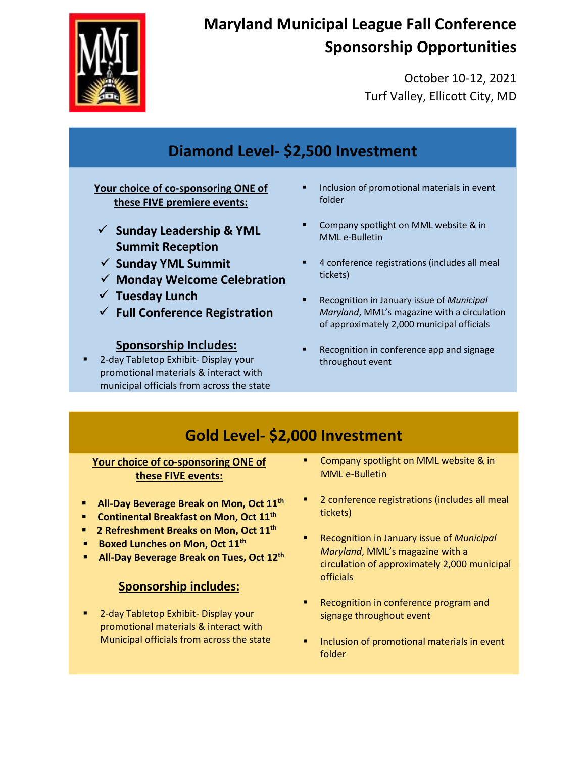# Maryland Municipal League Fall Conference Sponsorship Opportunities

October 10-12, 2021
Turf Valley, Ellicott City, MD

## Diamond Level- $2,500 Investment

**Your choice of co-sponsoring ONE of these FIVE premiere events:**

- ✓ **Sunday Leadership & YML Summit Reception**
- ✓ **Sunday YML Summit**
- ✓ **Monday Welcome Celebration**
- ✓ **Tuesday Lunch**
- ✓ **Full Conference Registration**

**Sponsorship Includes:**

- 2-day Tabletop Exhibit- Display your promotional materials & interact with municipal officials from across the state
- Inclusion of promotional materials in event folder
- Company spotlight on MML website & in MML e-Bulletin
- 4 conference registrations (includes all meal tickets)
- Recognition in January issue of *Municipal Maryland*, MML's magazine with a circulation of approximately 2,000 municipal officials
- Recognition in conference app and signage throughout event

## Gold Level- $2,000 Investment

**Your choice of co-sponsoring ONE of these FIVE events:**

- **All-Day Beverage Break on Mon, Oct 11th**
- **Continental Breakfast on Mon, Oct 11th**
- **2 Refreshment Breaks on Mon, Oct 11th**
- **Boxed Lunches on Mon, Oct 11th**
- **All-Day Beverage Break on Tues, Oct 12th**

**Sponsorship includes:**

- 2-day Tabletop Exhibit- Display your promotional materials & interact with Municipal officials from across the state
- Company spotlight on MML website & in MML e-Bulletin
- 2 conference registrations (includes all meal tickets)
- Recognition in January issue of *Municipal Maryland*, MML's magazine with a circulation of approximately 2,000 municipal officials
- Recognition in conference program and signage throughout event
- Inclusion of promotional materials in event folder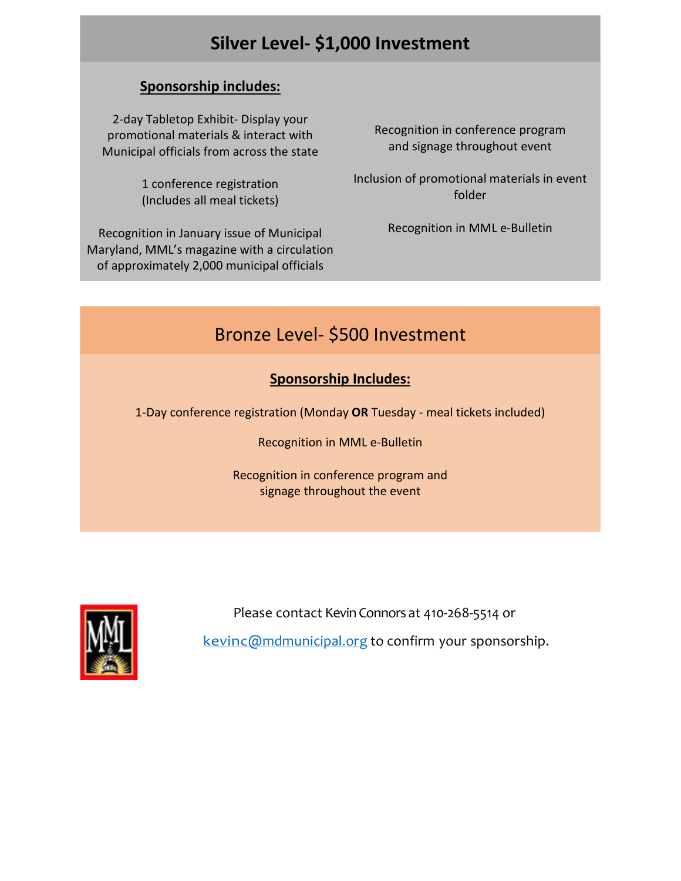## Silver Level- $1,000 Investment

**Sponsorship includes:**

2-day Tabletop Exhibit- Display your promotional materials & interact with Municipal officials from across the state

1 conference registration (Includes all meal tickets)

Recognition in January issue of Municipal Maryland, MML's magazine with a circulation of approximately 2,000 municipal officials

Recognition in conference program and signage throughout event

Inclusion of promotional materials in event folder

Recognition in MML e-Bulletin

## Bronze Level- $500 Investment

**Sponsorship Includes:**

1-Day conference registration (Monday **OR** Tuesday - meal tickets included)

Recognition in MML e-Bulletin

Recognition in conference program and signage throughout the event

Please contact Kevin Connors at 410-268-5514 or kevinc@mdmunicipal.org to confirm your sponsorship.